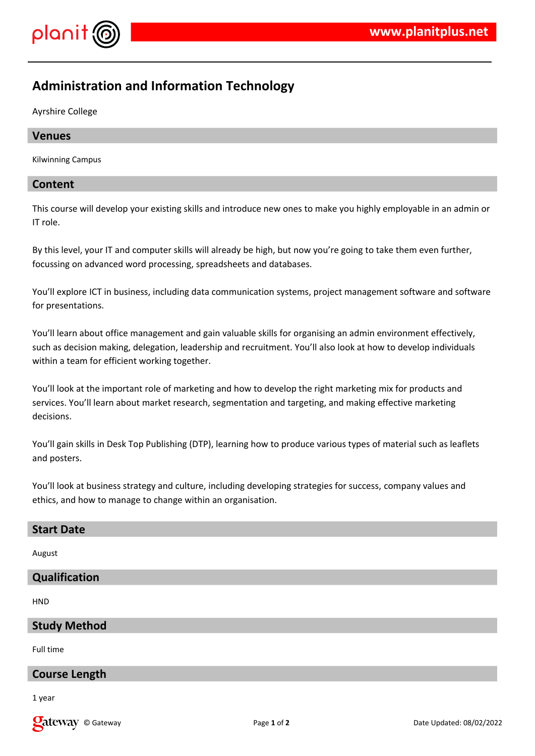# Administration and Information Technology

Ayrshire College

## Venues

Kilwinning Campus

## Content

This course will develop your existing skills and introduce new ones to make you highly employable in an admin or IT role.

By this level, your IT and computer skills will already be high, but now you're going to take them even further, focussing on advanced word processing, spreadsheets and databases.

You'll explore ICT in business, including data communication systems, project management software and software for presentations.

You'll learn about office management and gain valuable skills for organising an admin environment effectively, such as decision making, delegation, leadership and recruitment. You'll also look at how to develop individuals within a team for efficient working together.

You'll look at the important role of marketing and how to develop the right marketing mix for products and services. You'll learn about market research, segmentation and targeting, and making effective marketing decisions.

You'll gain skills in Desk Top Publishing (DTP), learning how to produce various types of material such as leaflets and posters.

You'll look at business strategy and culture, including developing strategies for success, company values and ethics, and how to manage to change within an organisation.

## Start Date

August

## Qualification

HND

## Study Method

Full time

## Course Length

1 year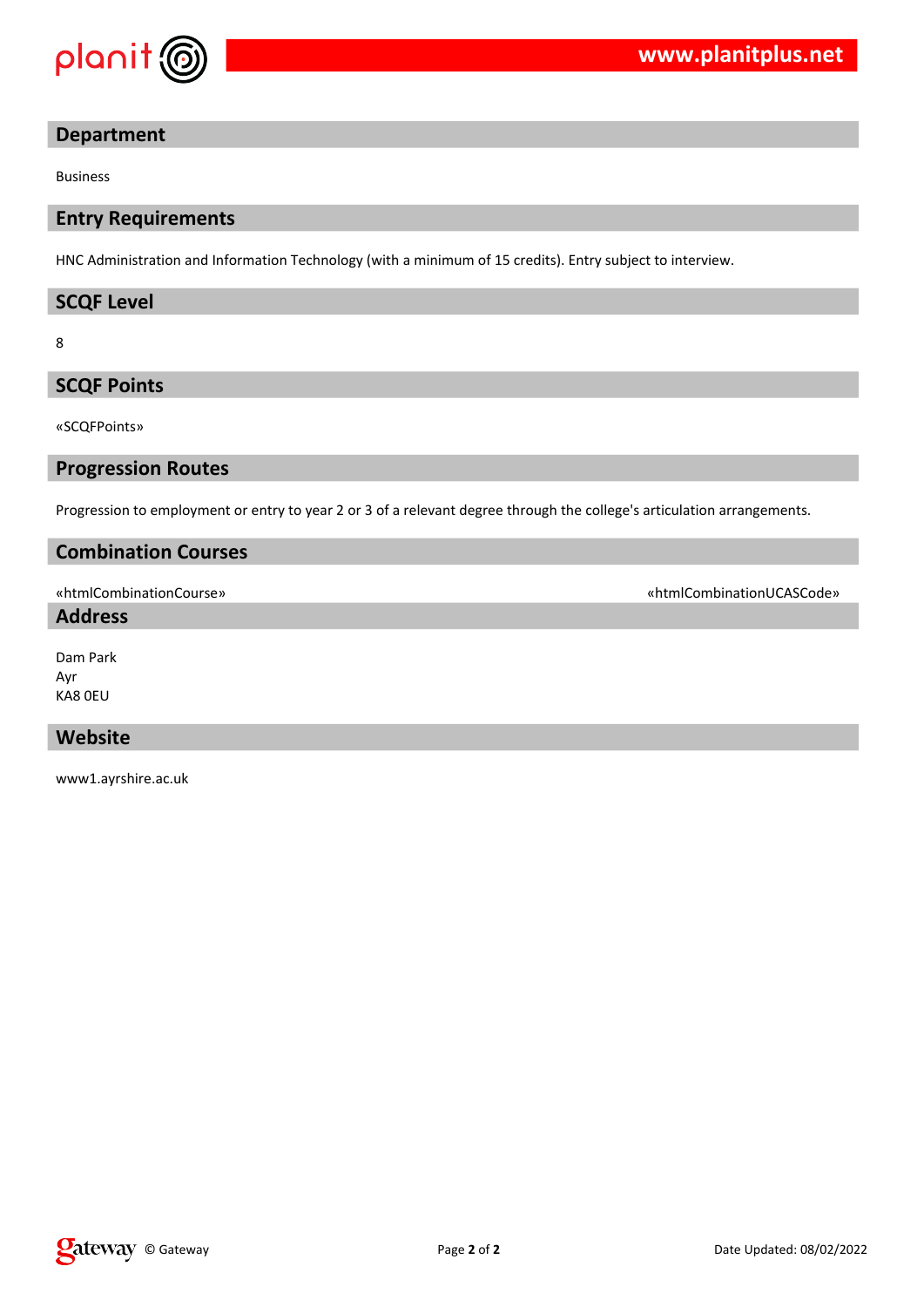## Department

Business

## Entry Requirements

HNC Administration and Information Technology (with a minimum of 15 credits). Entry subject to interview.

## SCQF Level

8

## SCQF Points

«SCQFPoints»

## Progression Routes

Progression to employment or entry to year 2 or 3 of a relevant degree through the college's articulation arrangements.

## Combination Courses

«htmlCombinationCourse» «htmlCombinationUCASCode»

## Address

Dam Park
Ayr
KA8 0EU

## Website

www1.ayrshire.ac.uk